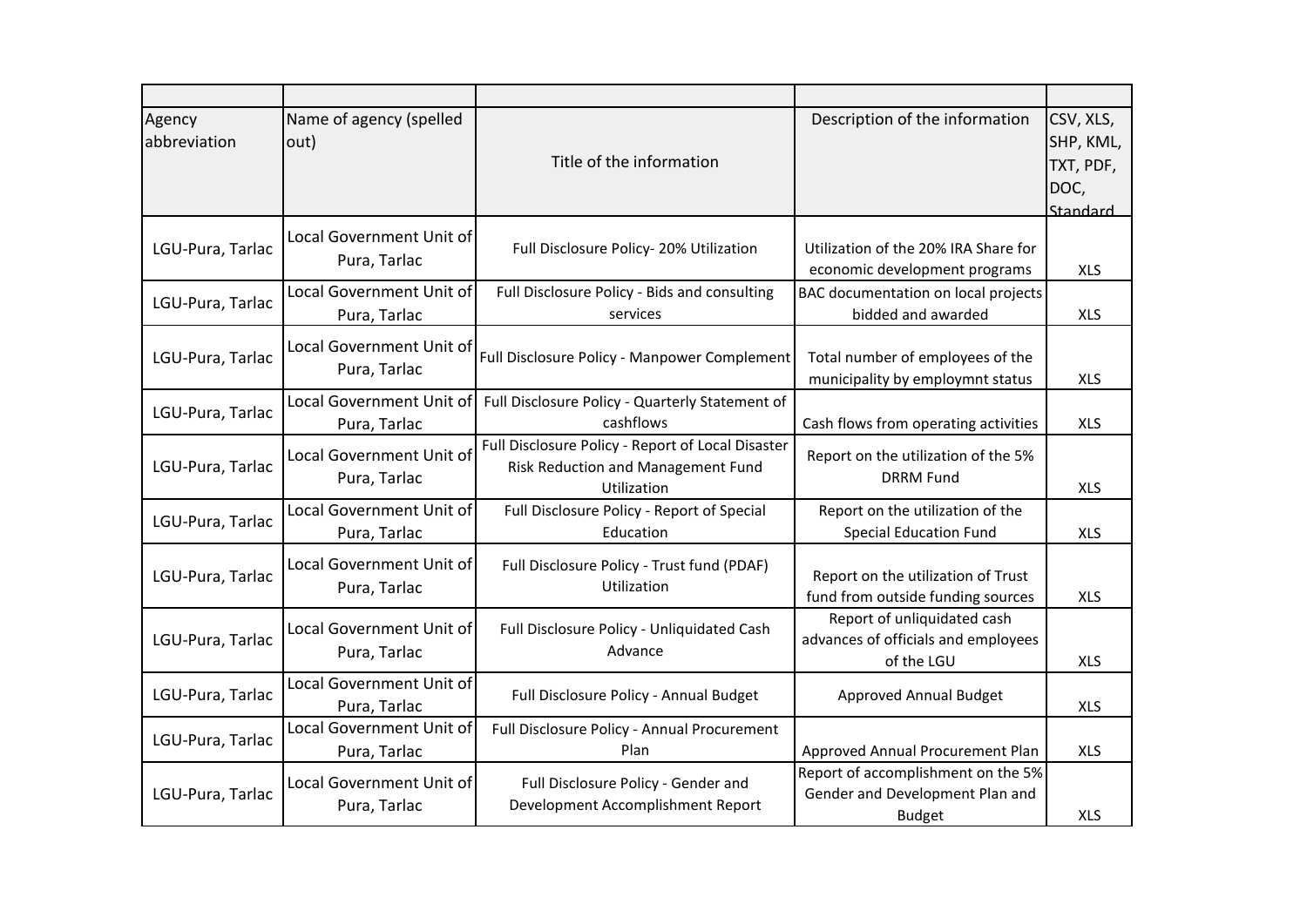| | | | | |
|---|---|---|---|---|
| Agency abbreviation | Name of agency (spelled out) | Title of the information | Description of the information | CSV, XLS, SHP, KML, TXT, PDF, DOC, Standard |
| LGU-Pura, Tarlac | Local Government Unit of Pura, Tarlac | Full Disclosure Policy- 20% Utilization | Utilization of the 20% IRA Share for economic development programs | XLS |
| LGU-Pura, Tarlac | Local Government Unit of Pura, Tarlac | Full Disclosure Policy - Bids and consulting services | BAC documentation on local projects bidded and awarded | XLS |
| LGU-Pura, Tarlac | Local Government Unit of Pura, Tarlac | Full Disclosure Policy - Manpower Complement | Total number of employees of the municipality by employmnt status | XLS |
| LGU-Pura, Tarlac | Local Government Unit of Pura, Tarlac | Full Disclosure Policy - Quarterly Statement of cashflows | Cash flows from operating activities | XLS |
| LGU-Pura, Tarlac | Local Government Unit of Pura, Tarlac | Full Disclosure Policy - Report of Local Disaster Risk Reduction and Management Fund Utilization | Report on the utilization of the 5% DRRM Fund | XLS |
| LGU-Pura, Tarlac | Local Government Unit of Pura, Tarlac | Full Disclosure Policy - Report of Special Education | Report on the utilization of the Special Education Fund | XLS |
| LGU-Pura, Tarlac | Local Government Unit of Pura, Tarlac | Full Disclosure Policy - Trust fund (PDAF) Utilization | Report on the utilization of Trust fund from outside funding sources | XLS |
| LGU-Pura, Tarlac | Local Government Unit of Pura, Tarlac | Full Disclosure Policy - Unliquidated Cash Advance | Report of unliquidated cash advances of officials and employees of the LGU | XLS |
| LGU-Pura, Tarlac | Local Government Unit of Pura, Tarlac | Full Disclosure Policy - Annual Budget | Approved Annual Budget | XLS |
| LGU-Pura, Tarlac | Local Government Unit of Pura, Tarlac | Full Disclosure Policy - Annual Procurement Plan | Approved Annual Procurement Plan | XLS |
| LGU-Pura, Tarlac | Local Government Unit of Pura, Tarlac | Full Disclosure Policy - Gender and Development Accomplishment Report | Report of accomplishment on the 5% Gender and Development Plan and Budget | XLS |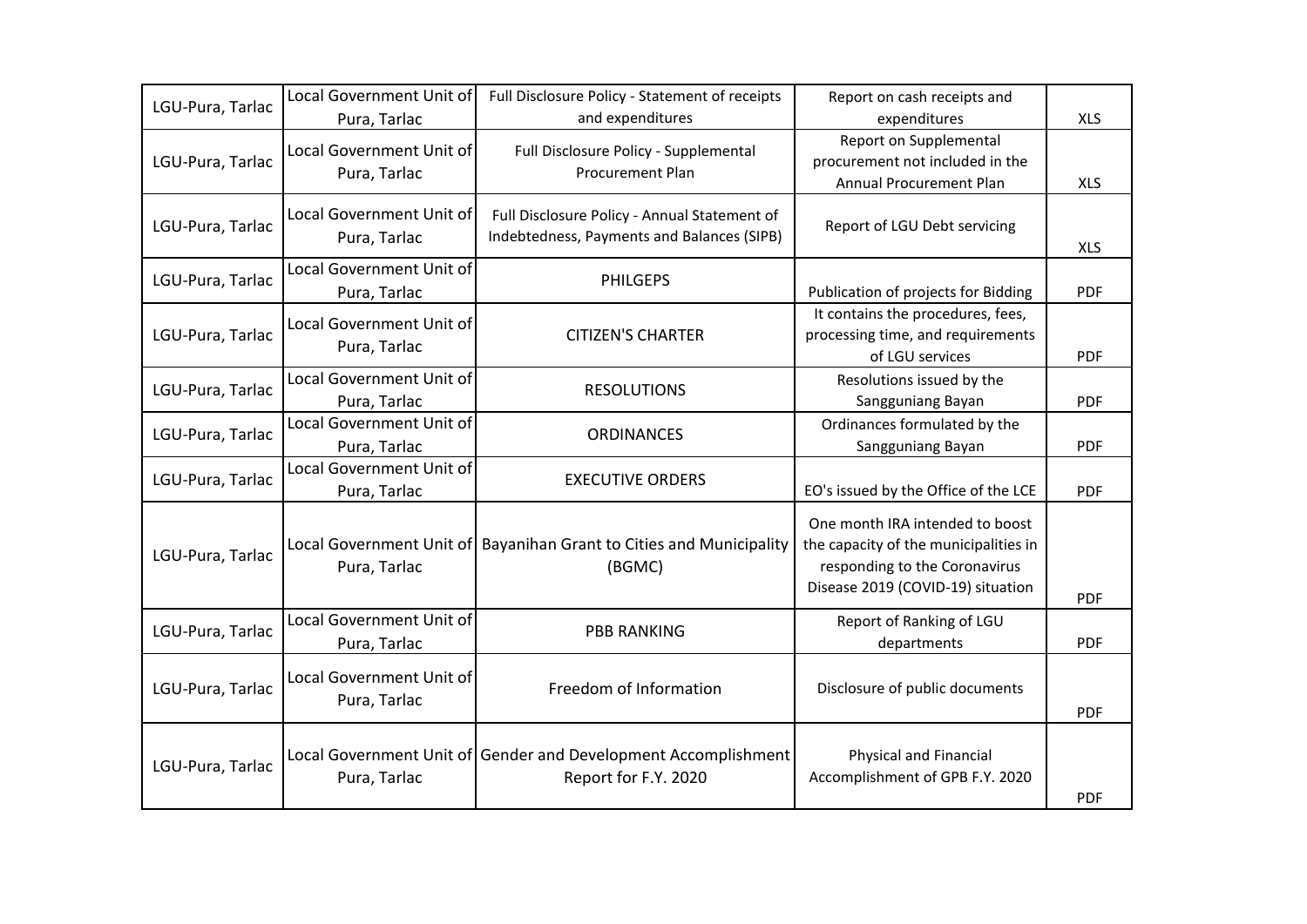| | | | | |
|---|---|---|---|---|
| LGU-Pura, Tarlac | Local Government Unit of Pura, Tarlac | Full Disclosure Policy - Statement of receipts and expenditures | Report on cash receipts and expenditures | XLS |
| LGU-Pura, Tarlac | Local Government Unit of Pura, Tarlac | Full Disclosure Policy - Supplemental Procurement Plan | Report on Supplemental procurement not included in the Annual Procurement Plan | XLS |
| LGU-Pura, Tarlac | Local Government Unit of Pura, Tarlac | Full Disclosure Policy - Annual Statement of Indebtedness, Payments and Balances (SIPB) | Report of LGU Debt servicing | XLS |
| LGU-Pura, Tarlac | Local Government Unit of Pura, Tarlac | PHILGEPS | Publication of projects for Bidding | PDF |
| LGU-Pura, Tarlac | Local Government Unit of Pura, Tarlac | CITIZEN'S CHARTER | It contains the procedures, fees, processing time, and requirements of LGU services | PDF |
| LGU-Pura, Tarlac | Local Government Unit of Pura, Tarlac | RESOLUTIONS | Resolutions issued by the Sangguniang Bayan | PDF |
| LGU-Pura, Tarlac | Local Government Unit of Pura, Tarlac | ORDINANCES | Ordinances formulated by the Sangguniang Bayan | PDF |
| LGU-Pura, Tarlac | Local Government Unit of Pura, Tarlac | EXECUTIVE ORDERS | EO's issued by the Office of the LCE | PDF |
| LGU-Pura, Tarlac | Local Government Unit of Pura, Tarlac | Bayanihan Grant to Cities and Municipality (BGMC) | One month IRA intended to boost the capacity of the municipalities in responding to the Coronavirus Disease 2019 (COVID-19) situation | PDF |
| LGU-Pura, Tarlac | Local Government Unit of Pura, Tarlac | PBB RANKING | Report of Ranking of LGU departments | PDF |
| LGU-Pura, Tarlac | Local Government Unit of Pura, Tarlac | Freedom of Information | Disclosure of public documents | PDF |
| LGU-Pura, Tarlac | Local Government Unit of Pura, Tarlac | Gender and Development Accomplishment Report for F.Y. 2020 | Physical and Financial Accomplishment of GPB F.Y. 2020 | PDF |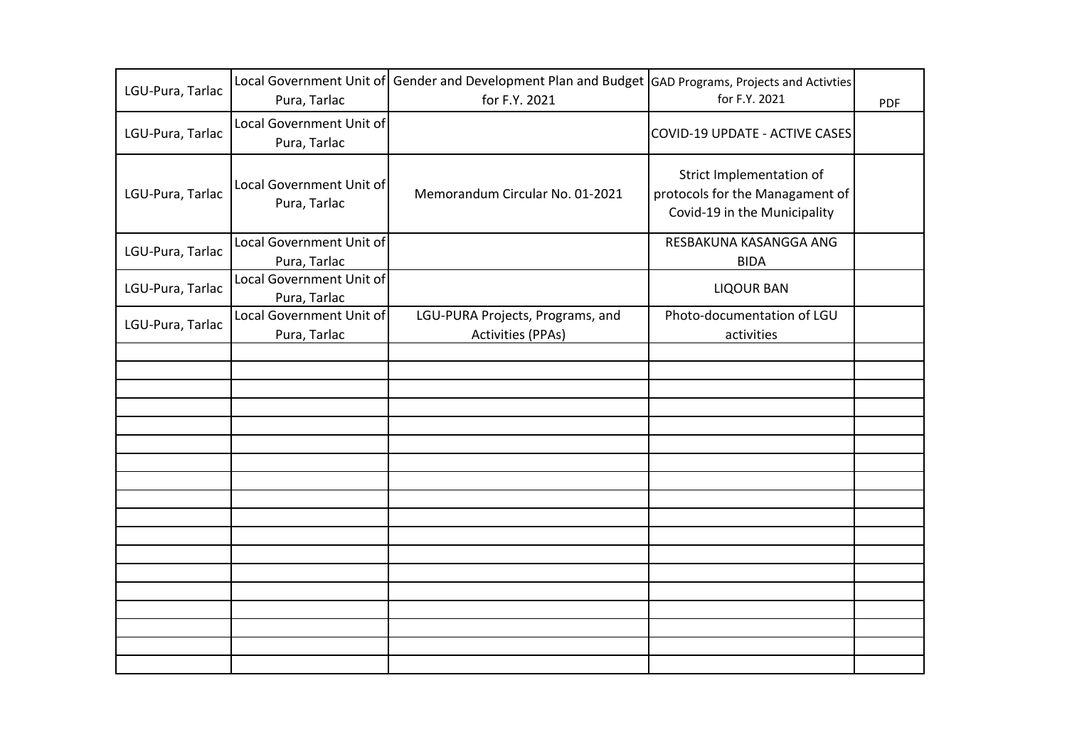| | | | | |
|---|---|---|---|---|
| LGU-Pura, Tarlac | Local Government Unit of Pura, Tarlac | Gender and Development Plan and Budget for F.Y. 2021 | GAD Programs, Projects and Activties for F.Y. 2021 | PDF |
| LGU-Pura, Tarlac | Local Government Unit of Pura, Tarlac | | COVID-19 UPDATE - ACTIVE CASES | |
| LGU-Pura, Tarlac | Local Government Unit of Pura, Tarlac | Memorandum Circular No. 01-2021 | Strict Implementation of protocols for the Managament of Covid-19 in the Municipality | |
| LGU-Pura, Tarlac | Local Government Unit of Pura, Tarlac | | RESBAKUNA KASANGGA ANG BIDA | |
| LGU-Pura, Tarlac | Local Government Unit of Pura, Tarlac | | LIQOUR BAN | |
| LGU-Pura, Tarlac | Local Government Unit of Pura, Tarlac | LGU-PURA Projects, Programs, and Activities (PPAs) | Photo-documentation of LGU activities | |
| | | | | |
| | | | | |
| | | | | |
| | | | | |
| | | | | |
| | | | | |
| | | | | |
| | | | | |
| | | | | |
| | | | | |
| | | | | |
| | | | | |
| | | | | |
| | | | | |
| | | | | |
| | | | | |
| | | | | |
| | | | | |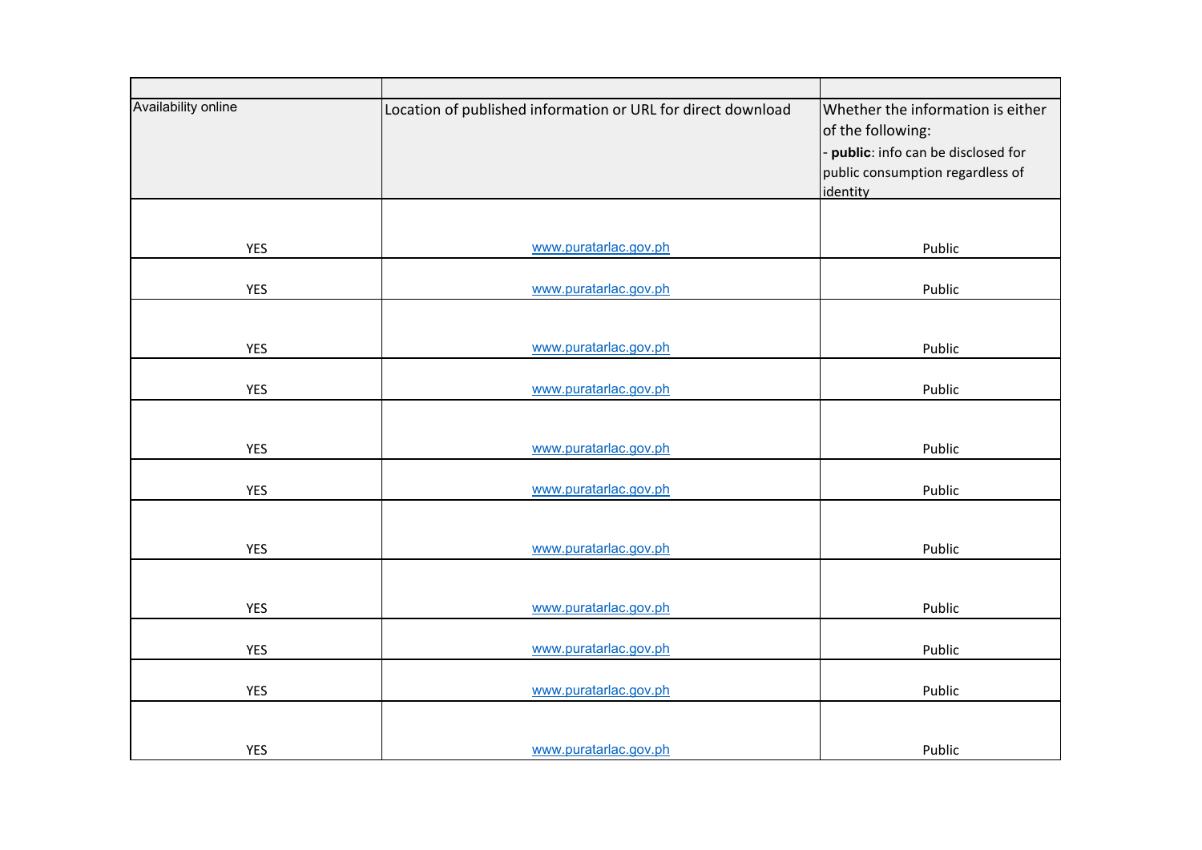| | | |
|---|---|---|
| Availability online | Location of published information or URL for direct download | Whether the information is either of the following:<br>- **public**: info can be disclosed for public consumption regardless of identity |
| YES | www.puratarlac.gov.ph | Public |
| YES | www.puratarlac.gov.ph | Public |
| YES | www.puratarlac.gov.ph | Public |
| YES | www.puratarlac.gov.ph | Public |
| YES | www.puratarlac.gov.ph | Public |
| YES | www.puratarlac.gov.ph | Public |
| YES | www.puratarlac.gov.ph | Public |
| YES | www.puratarlac.gov.ph | Public |
| YES | www.puratarlac.gov.ph | Public |
| YES | www.puratarlac.gov.ph | Public |
| YES | www.puratarlac.gov.ph | Public |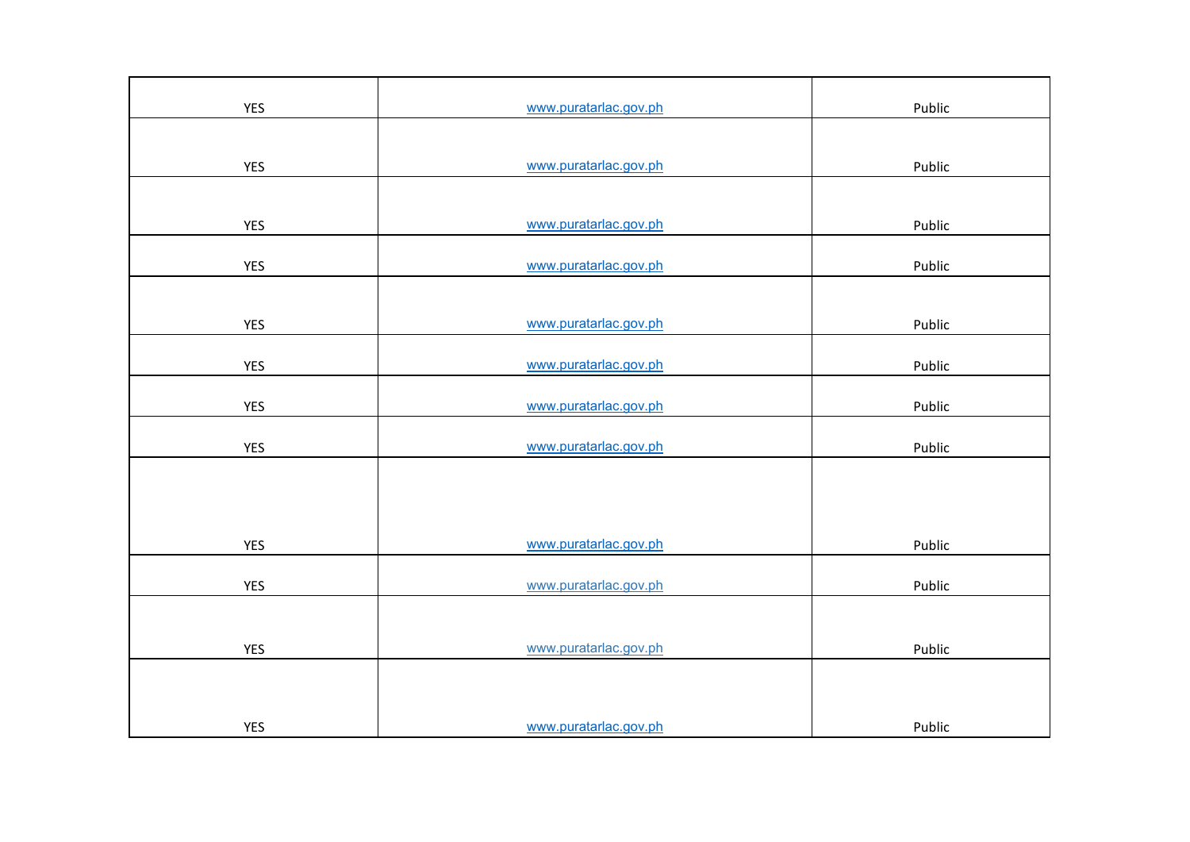| | | |
|---|---|---|
| YES | www.puratarlac.gov.ph | Public |
| YES | www.puratarlac.gov.ph | Public |
| YES | www.puratarlac.gov.ph | Public |
| YES | www.puratarlac.gov.ph | Public |
| YES | www.puratarlac.gov.ph | Public |
| YES | www.puratarlac.gov.ph | Public |
| YES | www.puratarlac.gov.ph | Public |
| YES | www.puratarlac.gov.ph | Public |
| YES | www.puratarlac.gov.ph | Public |
| YES | www.puratarlac.gov.ph | Public |
| YES | www.puratarlac.gov.ph | Public |
| YES | www.puratarlac.gov.ph | Public |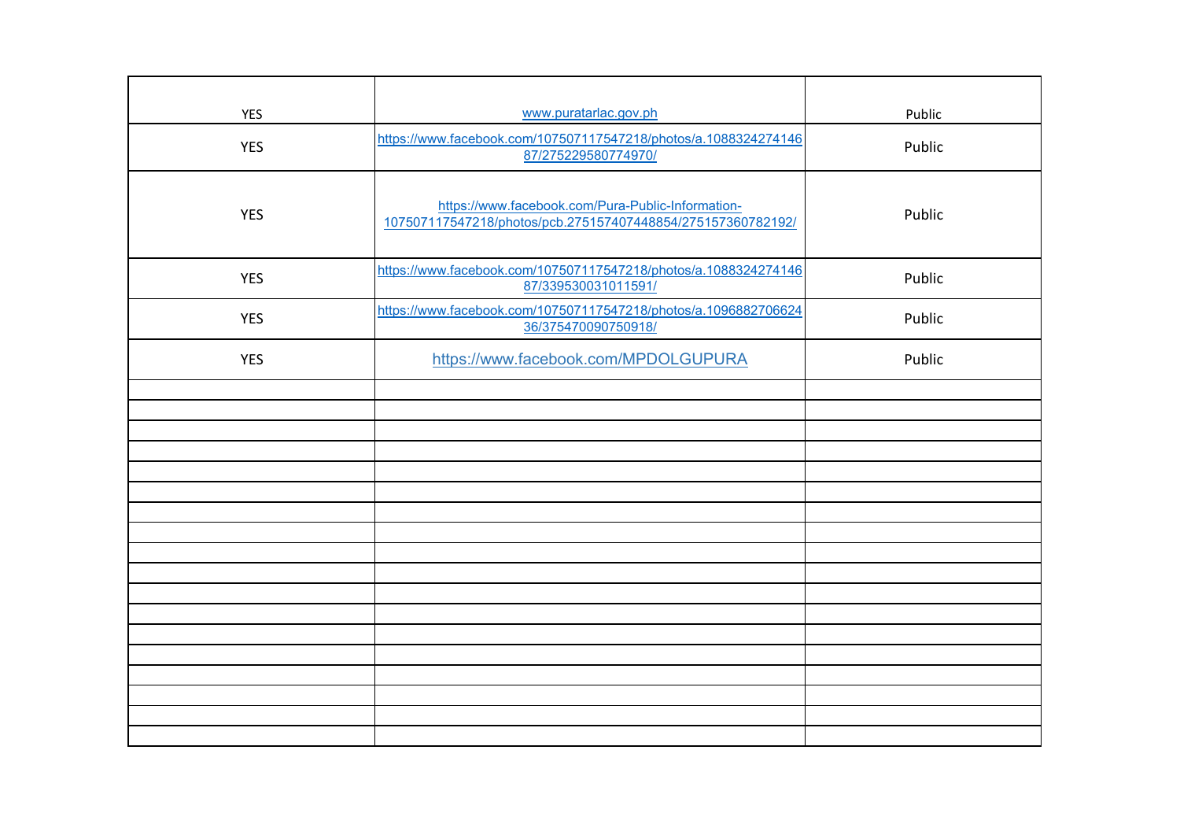| | | |
|---|---|---|
| YES | www.puratarlac.gov.ph | Public |
| YES | https://www.facebook.com/107507117547218/photos/a.108832427414687/275229580774970/ | Public |
| YES | https://www.facebook.com/Pura-Public-Information-107507117547218/photos/pcb.275157407448854/275157360782192/ | Public |
| YES | https://www.facebook.com/107507117547218/photos/a.108832427414687/339530031011591/ | Public |
| YES | https://www.facebook.com/107507117547218/photos/a.109688270662436/375470090750918/ | Public |
| YES | https://www.facebook.com/MPDOLGUPURA | Public |
| | | |
| | | |
| | | |
| | | |
| | | |
| | | |
| | | |
| | | |
| | | |
| | | |
| | | |
| | | |
| | | |
| | | |
| | | |
| | | |
| | | |
| | | |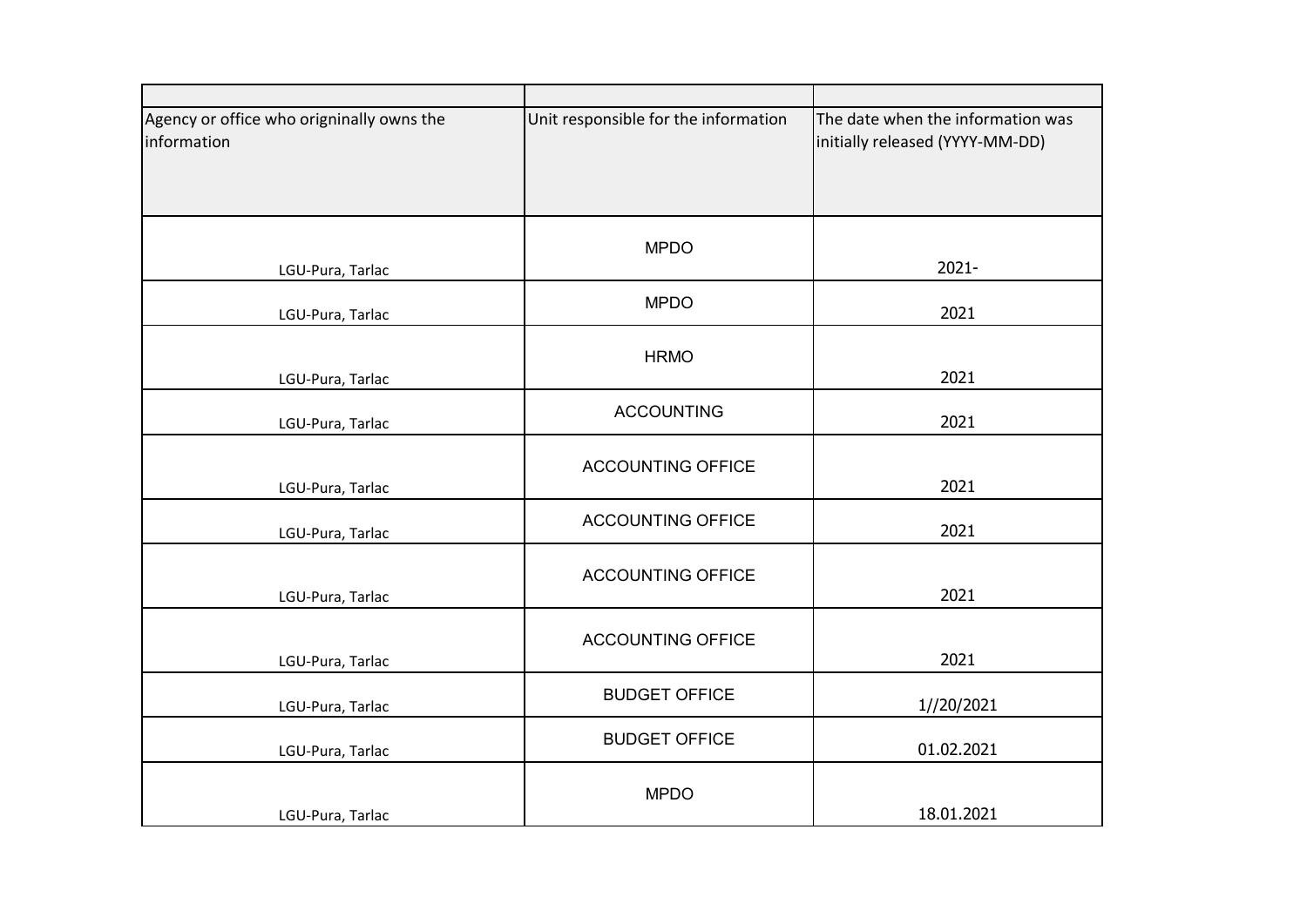| | | |
|---|---|---|
| Agency or office who origninally owns the information | Unit responsible for the information | The date when the information was initially released (YYYY-MM-DD) |
| LGU-Pura, Tarlac | MPDO | 2021- |
| LGU-Pura, Tarlac | MPDO | 2021 |
| LGU-Pura, Tarlac | HRMO | 2021 |
| LGU-Pura, Tarlac | ACCOUNTING | 2021 |
| LGU-Pura, Tarlac | ACCOUNTING OFFICE | 2021 |
| LGU-Pura, Tarlac | ACCOUNTING OFFICE | 2021 |
| LGU-Pura, Tarlac | ACCOUNTING OFFICE | 2021 |
| LGU-Pura, Tarlac | ACCOUNTING OFFICE | 2021 |
| LGU-Pura, Tarlac | BUDGET OFFICE | 1//20/2021 |
| LGU-Pura, Tarlac | BUDGET OFFICE | 01.02.2021 |
| LGU-Pura, Tarlac | MPDO | 18.01.2021 |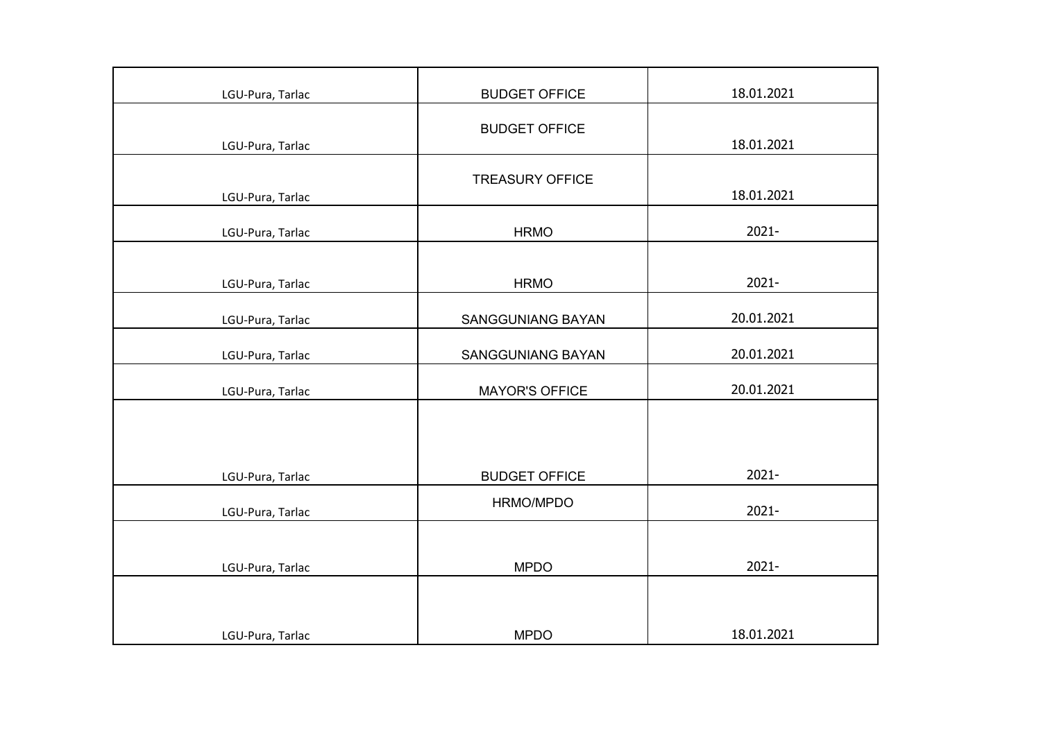| | | |
|---|---|---|
| LGU-Pura, Tarlac | BUDGET OFFICE | 18.01.2021 |
| LGU-Pura, Tarlac | BUDGET OFFICE | 18.01.2021 |
| LGU-Pura, Tarlac | TREASURY OFFICE | 18.01.2021 |
| LGU-Pura, Tarlac | HRMO | 2021- |
| LGU-Pura, Tarlac | HRMO | 2021- |
| LGU-Pura, Tarlac | SANGGUNIANG BAYAN | 20.01.2021 |
| LGU-Pura, Tarlac | SANGGUNIANG BAYAN | 20.01.2021 |
| LGU-Pura, Tarlac | MAYOR'S OFFICE | 20.01.2021 |
| LGU-Pura, Tarlac | BUDGET OFFICE | 2021- |
| LGU-Pura, Tarlac | HRMO/MPDO | 2021- |
| LGU-Pura, Tarlac | MPDO | 2021- |
| LGU-Pura, Tarlac | MPDO | 18.01.2021 |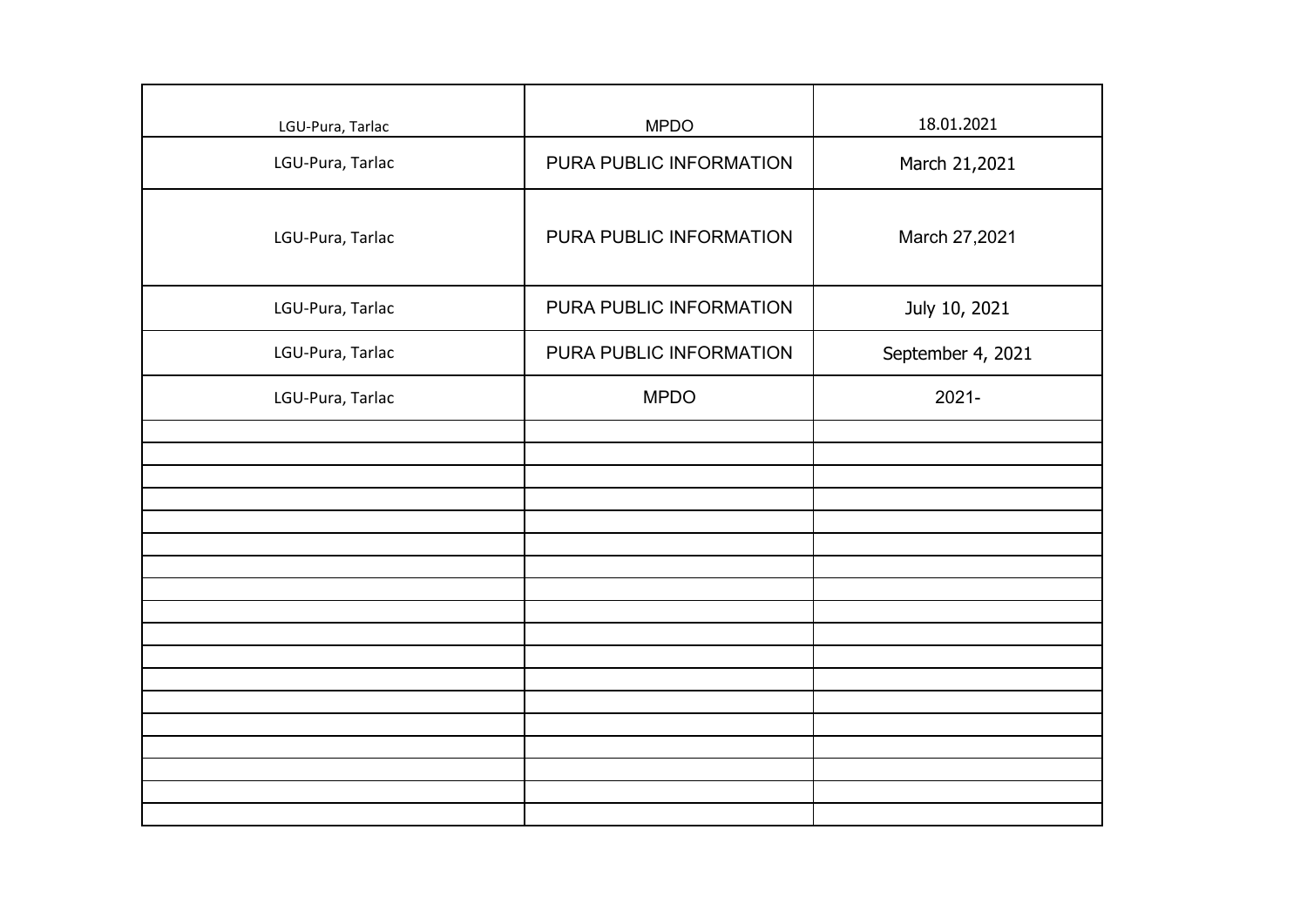| LGU-Pura, Tarlac | MPDO | 18.01.2021 |
|---|---|---|
| LGU-Pura, Tarlac | PURA PUBLIC INFORMATION | March 21,2021 |
| LGU-Pura, Tarlac | PURA PUBLIC INFORMATION | March 27,2021 |
| LGU-Pura, Tarlac | PURA PUBLIC INFORMATION | July 10, 2021 |
| LGU-Pura, Tarlac | PURA PUBLIC INFORMATION | September 4, 2021 |
| LGU-Pura, Tarlac | MPDO | 2021- |
| | | |
| | | |
| | | |
| | | |
| | | |
| | | |
| | | |
| | | |
| | | |
| | | |
| | | |
| | | |
| | | |
| | | |
| | | |
| | | |
| | | |
| | | |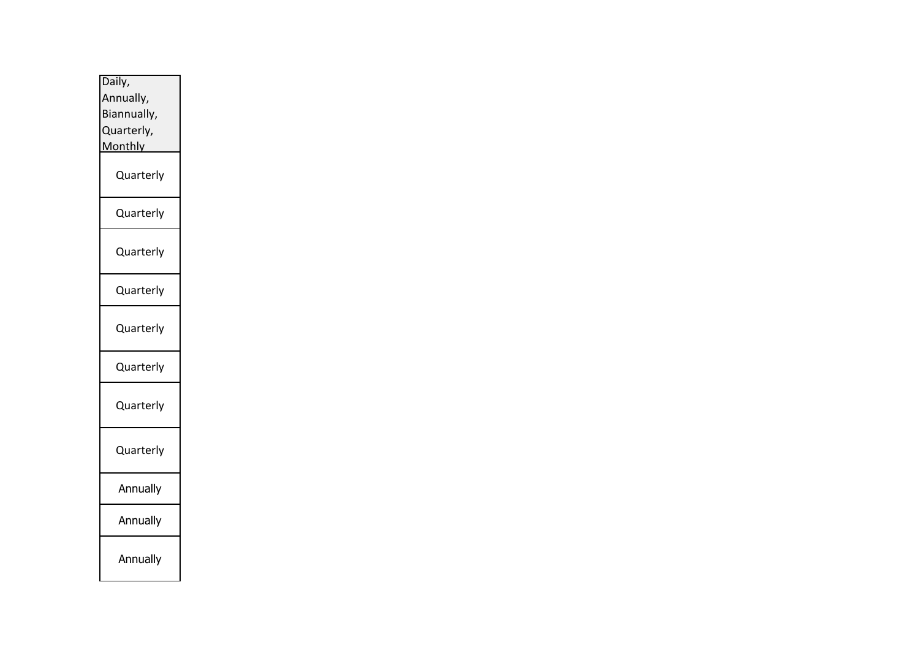| Daily, Annually, Biannually, Quarterly, Monthly |
| --- |
| Quarterly |
| Quarterly |
| Quarterly |
| Quarterly |
| Quarterly |
| Quarterly |
| Quarterly |
| Quarterly |
| Annually |
| Annually |
| Annually |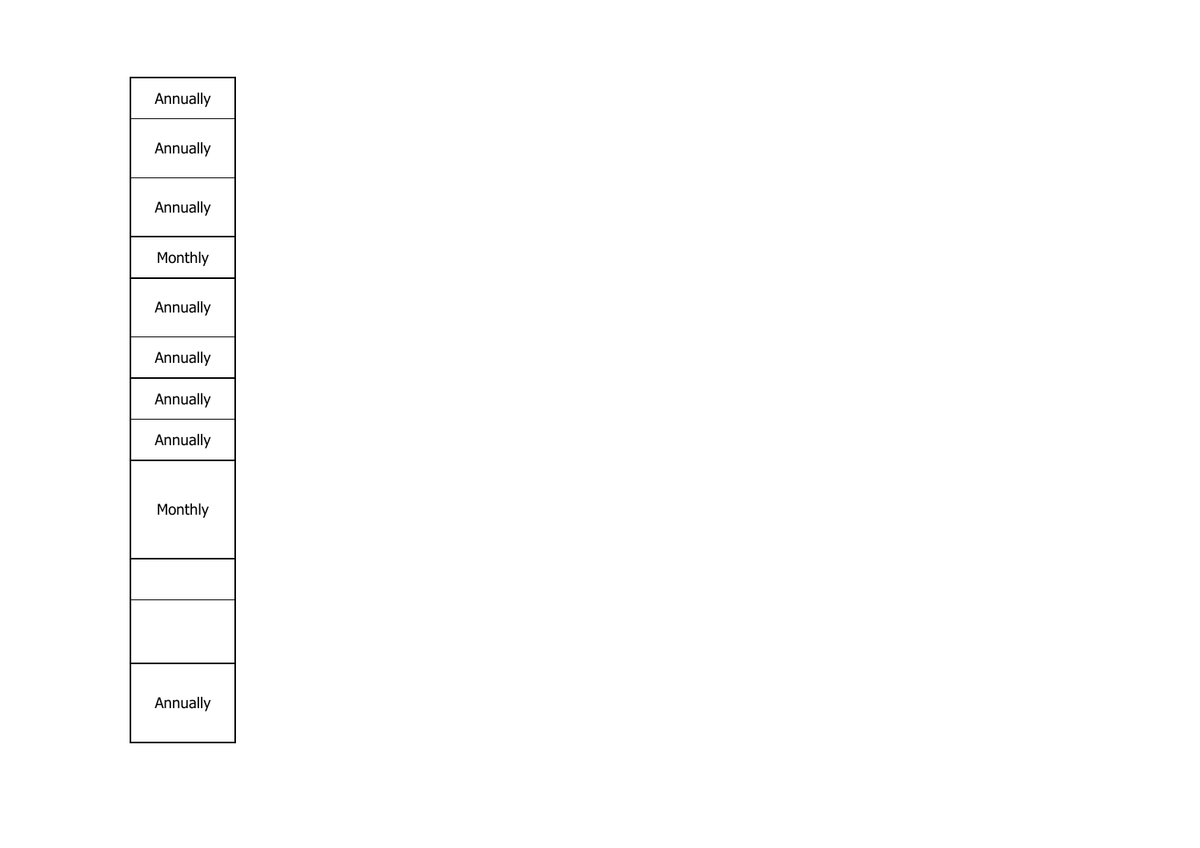| |
|---|
| Annually |
| Annually |
| Annually |
| Monthly |
| Annually |
| Annually |
| Annually |
| Annually |
| Monthly |
| |
| |
| Annually |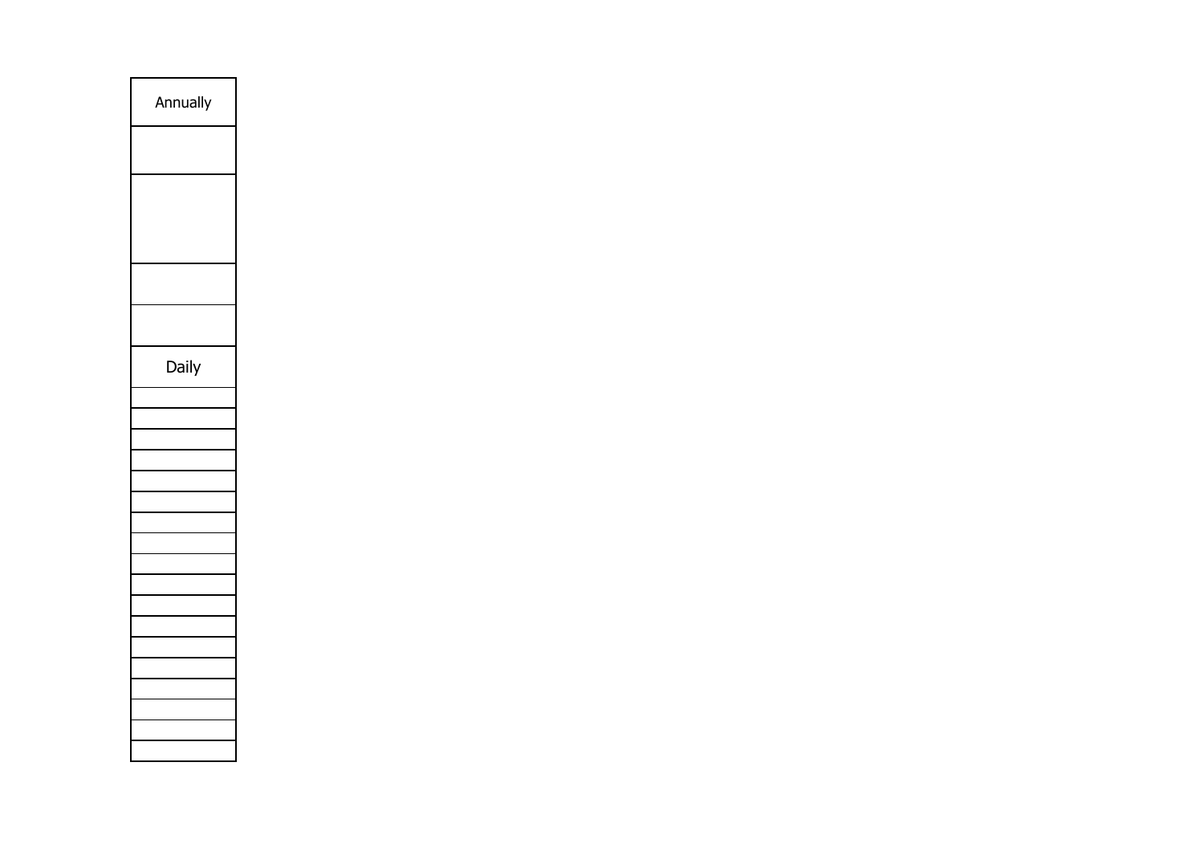| Annually |
| --- |
| |
| |
| |
| |
| Daily |
| |
| |
| |
| |
| |
| |
| |
| |
| |
| |
| |
| |
| |
| |
| |
| |
| |
| |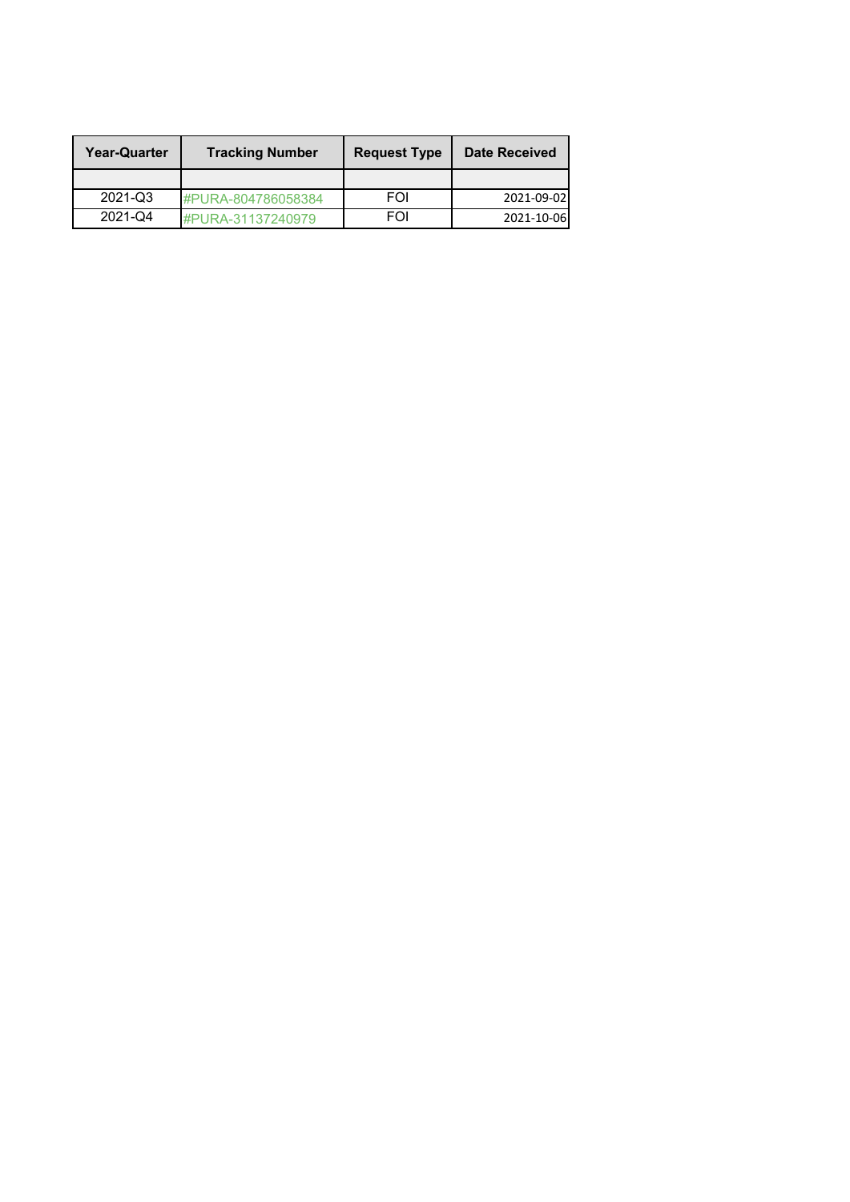| Year-Quarter | Tracking Number | Request Type | Date Received |
| --- | --- | --- | --- |
| | | | |
| 2021-Q3 | #PURA-804786058384 | FOI | 2021-09-02 |
| 2021-Q4 | #PURA-31137240979 | FOI | 2021-10-06 |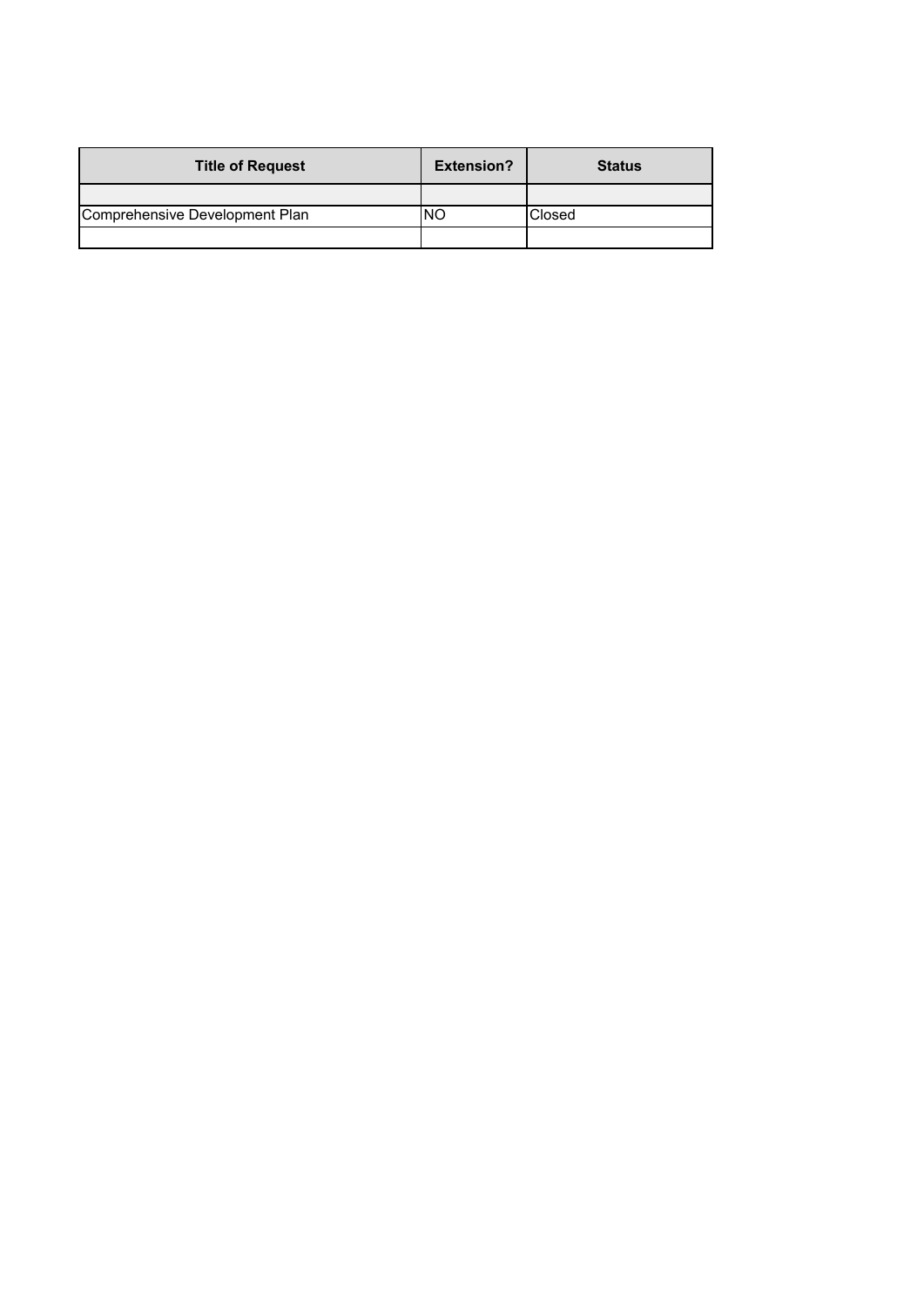| Title of Request | Extension? | Status |
| --- | --- | --- |
| | | |
| Comprehensive Development Plan | NO | Closed |
| | | |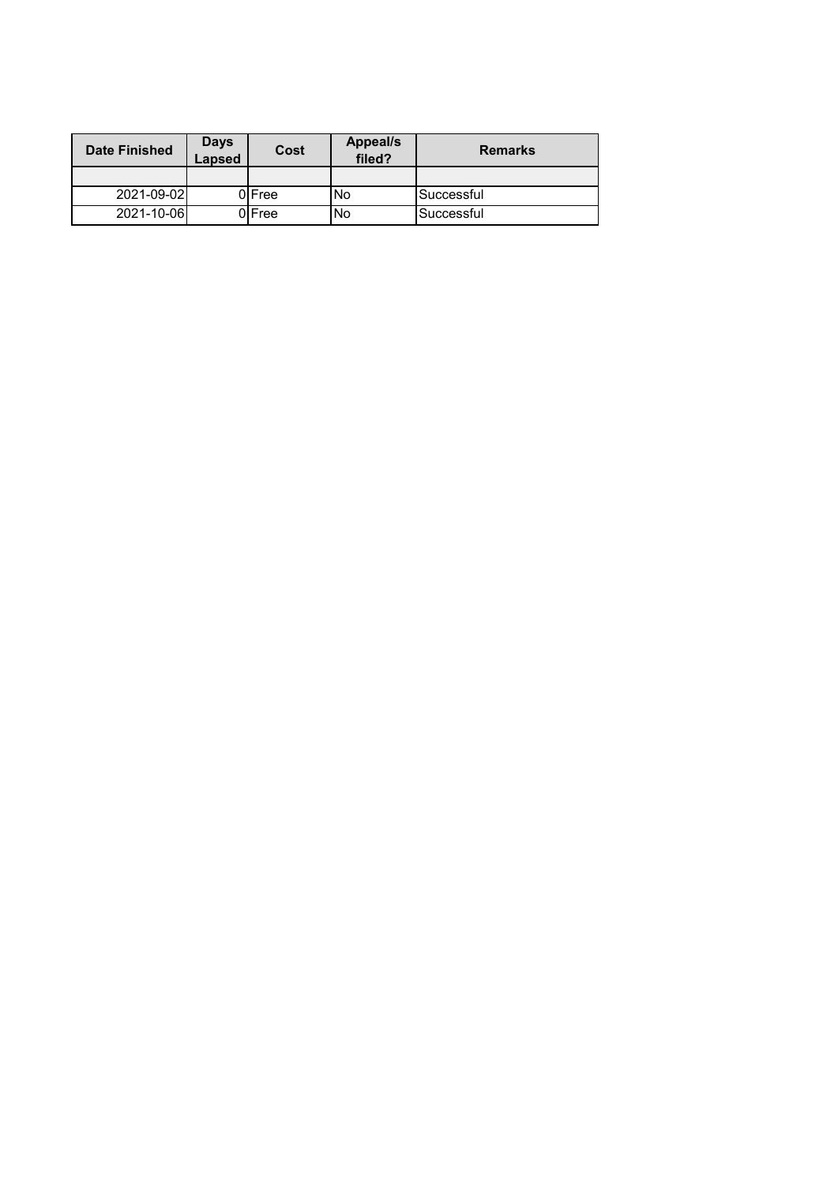| Date Finished | Days Lapsed | Cost | Appeal/s filed? | Remarks |
|---|---|---|---|---|
| | | | | |
| 2021-09-02 | 0 | Free | No | Successful |
| 2021-10-06 | 0 | Free | No | Successful |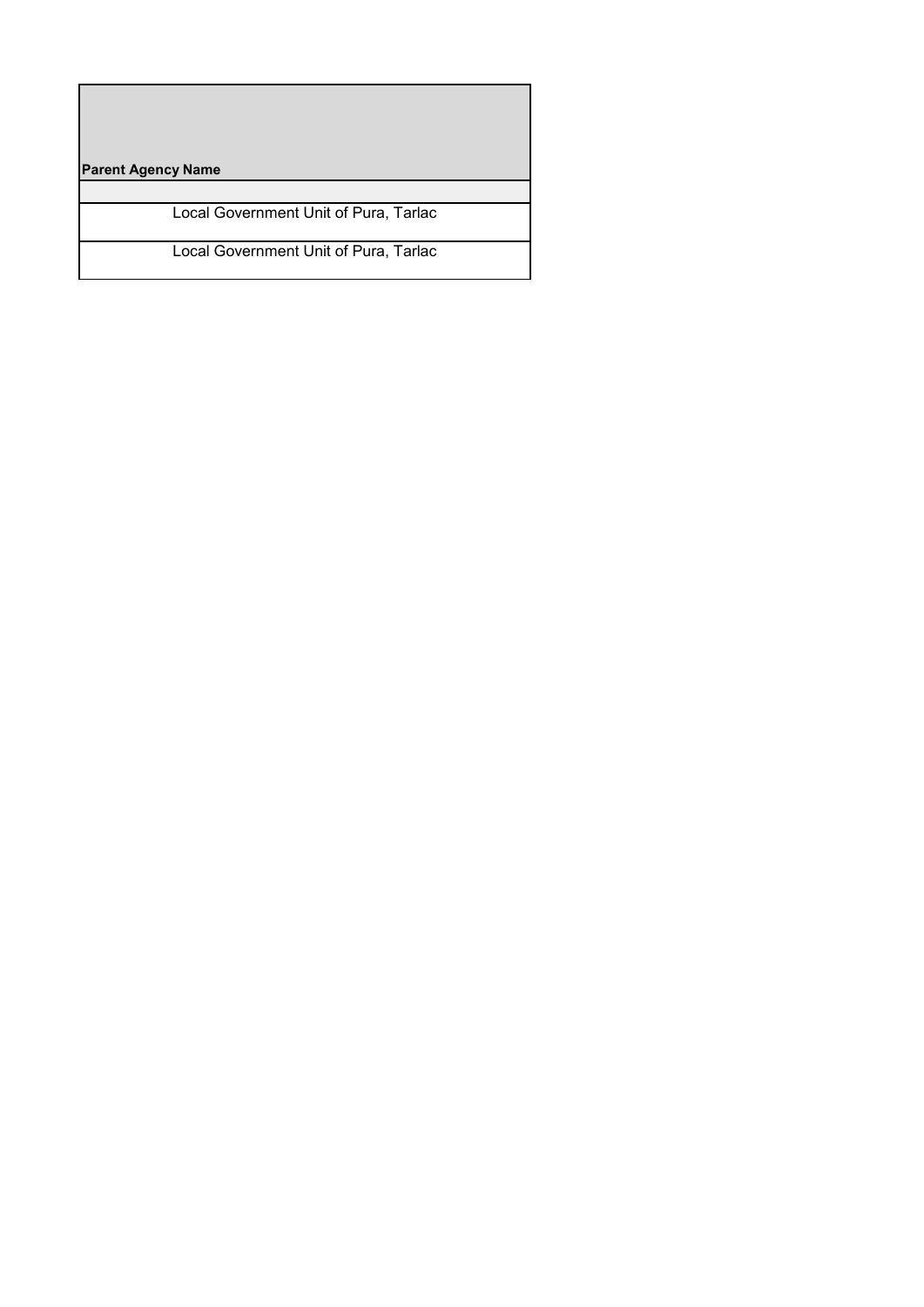| Parent Agency Name |
| --- |
| |
| Local Government Unit of Pura, Tarlac |
| Local Government Unit of Pura, Tarlac |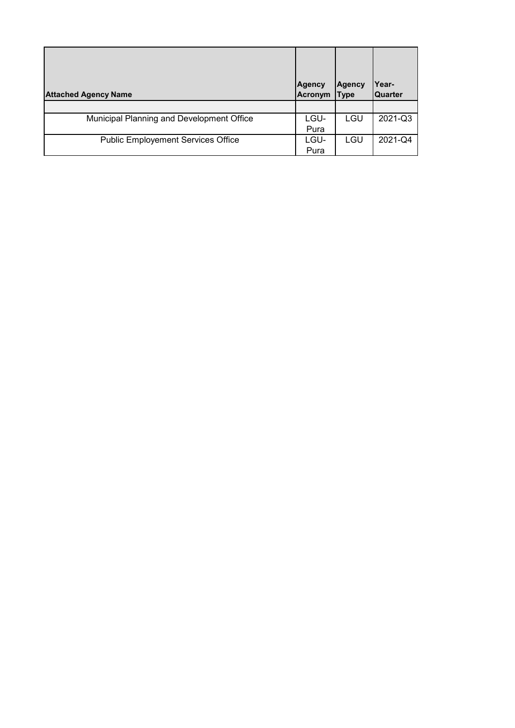| Attached Agency Name | Agency Acronym | Agency Type | Year-Quarter |
| --- | --- | --- | --- |
| | | | |
| Municipal Planning and Development Office | LGU-Pura | LGU | 2021-Q3 |
| Public Employement Services Office | LGU-Pura | LGU | 2021-Q4 |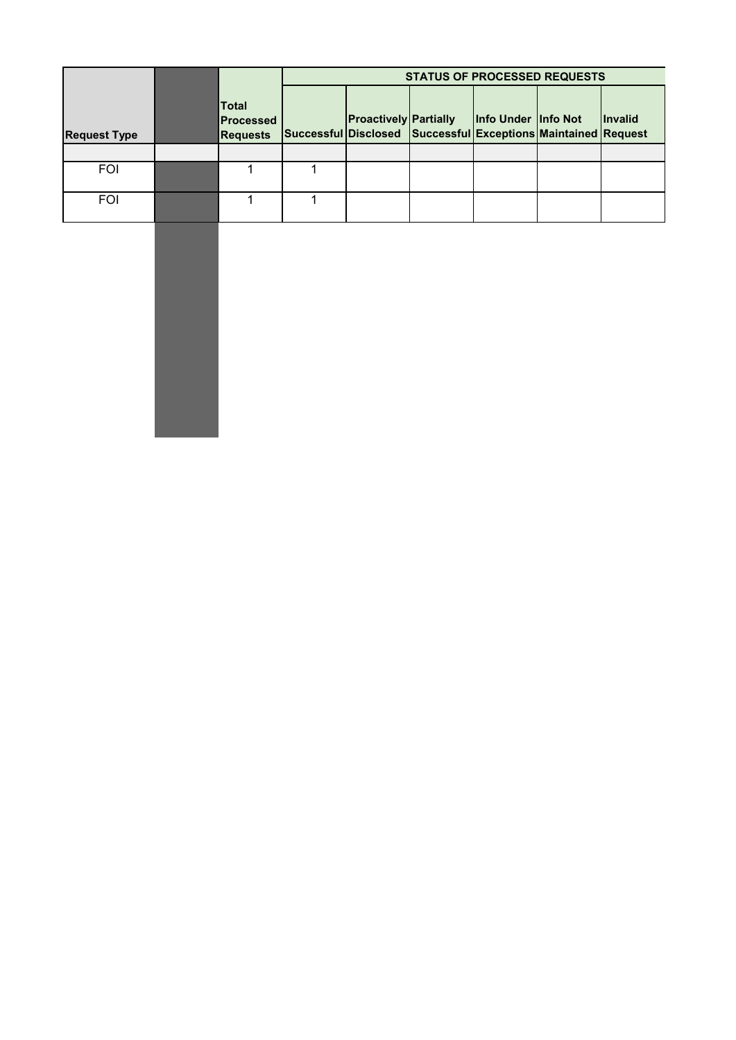| Request Type | | Total Processed Requests | STATUS OF PROCESSED REQUESTS | | | | | |
|---|---|---|---|---|---|---|---|---|
| | | | Successful | Proactively Disclosed | Partially Successful | Info Under Exceptions | Info Not Maintained | Invalid Request |
| | | | | | | | | |
| FOI | | 1 | 1 | | | | | |
| FOI | | 1 | 1 | | | | | |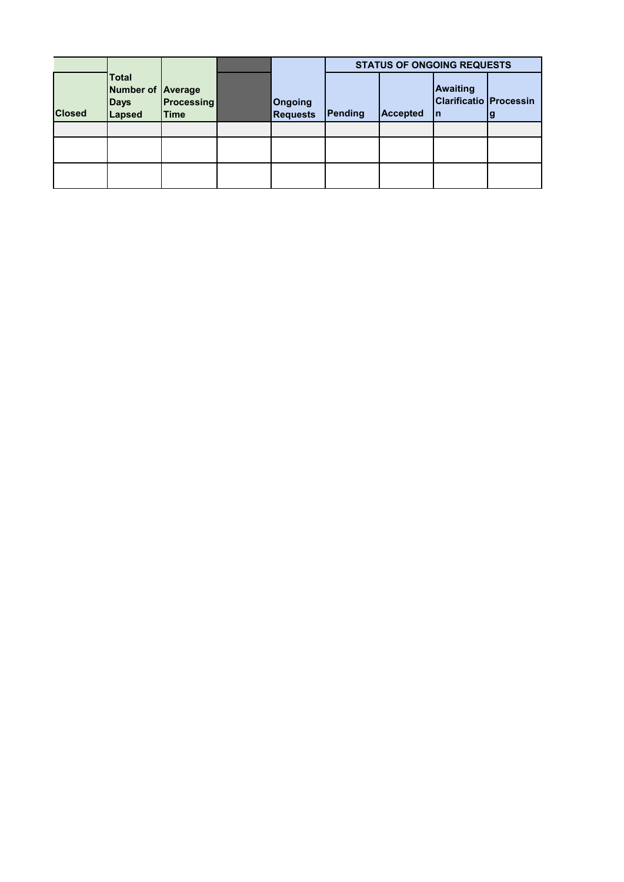| | | | | | STATUS OF ONGOING REQUESTS | | | |
|---|---|---|---|---|---|---|---|---|
| Closed | Total Number of Days Lapsed | Average Processing Time | | Ongoing Requests | Pending | Accepted | Awaiting Clarification | Processing |
| | | | | | | | | |
| | | | | | | | | |
| | | | | | | | | |